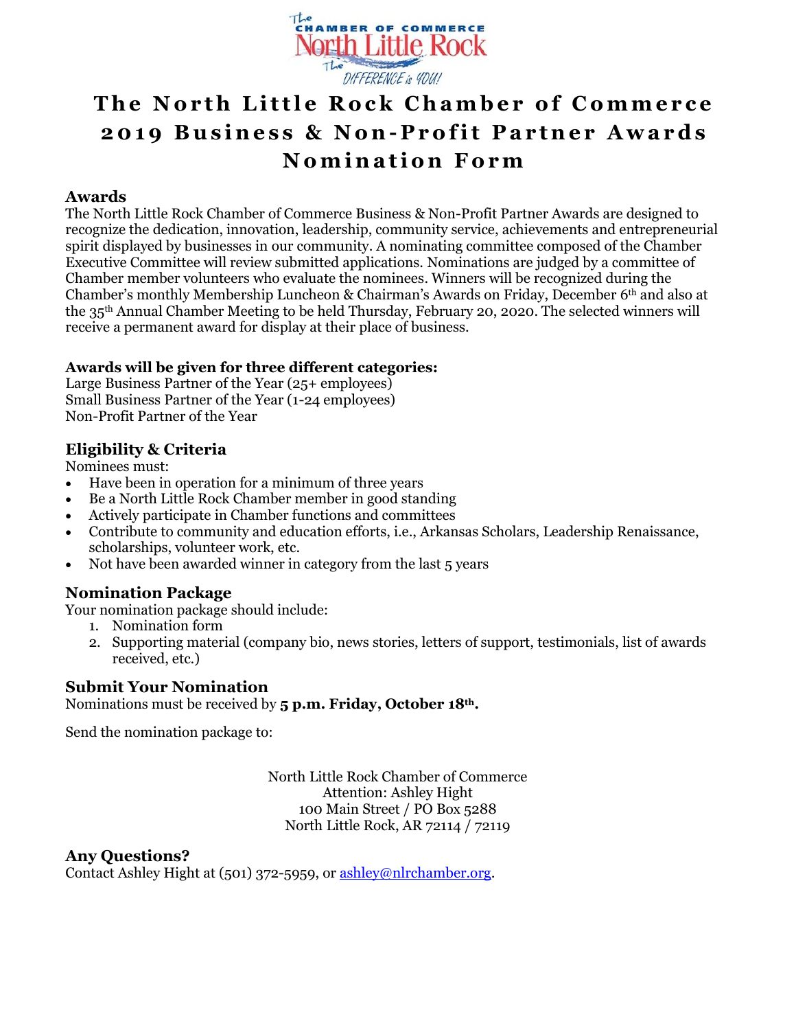# The North Little Rock Chamber of Commerce 2019 Business & Non-Profit Partner Awards Nomination Form

## Awards

The North Little Rock Chamber of Commerce Business & Non-Profit Partner Awards are designed to recognize the dedication, innovation, leadership, community service, achievements and entrepreneurial spirit displayed by businesses in our community. A nominating committee composed of the Chamber Executive Committee will review submitted applications. Nominations are judged by a committee of Chamber member volunteers who evaluate the nominees. Winners will be recognized during the Chamber's monthly Membership Luncheon & Chairman's Awards on Friday, December 6th and also at the 35th Annual Chamber Meeting to be held Thursday, February 20, 2020. The selected winners will receive a permanent award for display at their place of business.

**Awards will be given for three different categories:**

Large Business Partner of the Year (25+ employees)
Small Business Partner of the Year (1-24 employees)
Non-Profit Partner of the Year

## Eligibility & Criteria

Nominees must:

- Have been in operation for a minimum of three years
- Be a North Little Rock Chamber member in good standing
- Actively participate in Chamber functions and committees
- Contribute to community and education efforts, i.e., Arkansas Scholars, Leadership Renaissance, scholarships, volunteer work, etc.
- Not have been awarded winner in category from the last 5 years

## Nomination Package

Your nomination package should include:

1. Nomination form
2. Supporting material (company bio, news stories, letters of support, testimonials, list of awards received, etc.)

## Submit Your Nomination

Nominations must be received by **5 p.m. Friday, October 18th.**

Send the nomination package to:

North Little Rock Chamber of Commerce
Attention: Ashley Hight
100 Main Street / PO Box 5288
North Little Rock, AR 72114 / 72119

## Any Questions?

Contact Ashley Hight at (501) 372-5959, or ashley@nlrchamber.org.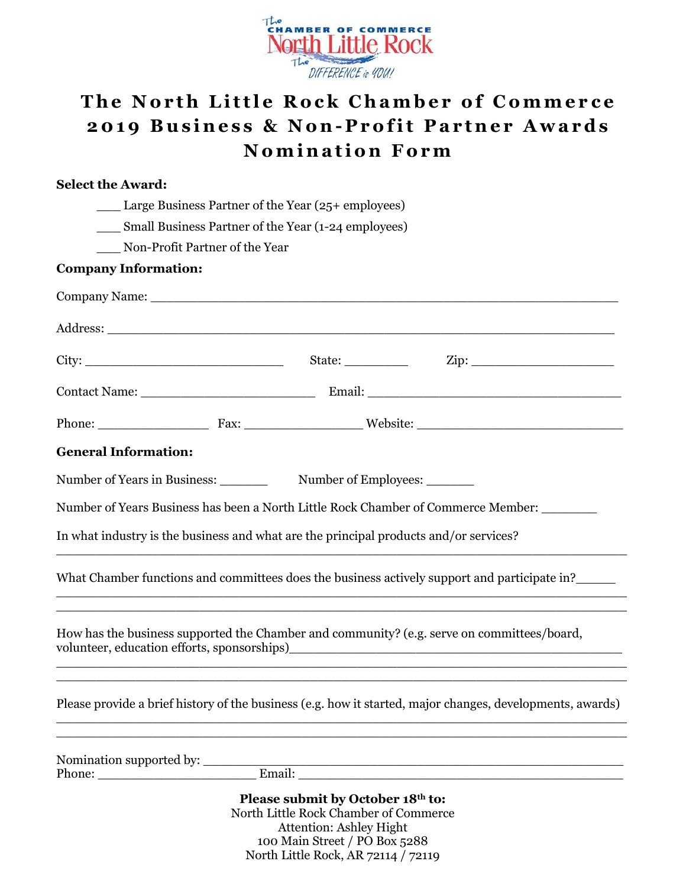# The North Little Rock Chamber of Commerce 2019 Business & Non-Profit Partner Awards Nomination Form

**Select the Award:**

___ Large Business Partner of the Year (25+ employees)

___ Small Business Partner of the Year (1-24 employees)

___ Non-Profit Partner of the Year

**Company Information:**

Company Name: ____________________________________________________________

Address: _________________________________________________________________

City: __________________________ State: ________ Zip: ___________________

Contact Name: _______________________ Email: _________________________________

Phone: ______________ Fax: _______________ Website: ___________________________

**General Information:**

Number of Years in Business: ______ Number of Employees: ______

Number of Years Business has been a North Little Rock Chamber of Commerce Member: _______

In what industry is the business and what are the principal products and/or services?

_____________________________________________________________________________

What Chamber functions and committees does the business actively support and participate in?_____

_____________________________________________________________________________

_____________________________________________________________________________

How has the business supported the Chamber and community? (e.g. serve on committees/board, volunteer, education efforts, sponsorships)____________________________________________

_____________________________________________________________________________

_____________________________________________________________________________

Please provide a brief history of the business (e.g. how it started, major changes, developments, awards)

_____________________________________________________________________________

_____________________________________________________________________________

Nomination supported by: _____________________________________________________

Phone: _____________________ Email: __________________________________________

**Please submit by October 18th to:**

North Little Rock Chamber of Commerce

Attention: Ashley Hight

100 Main Street / PO Box 5288

North Little Rock, AR 72114 / 72119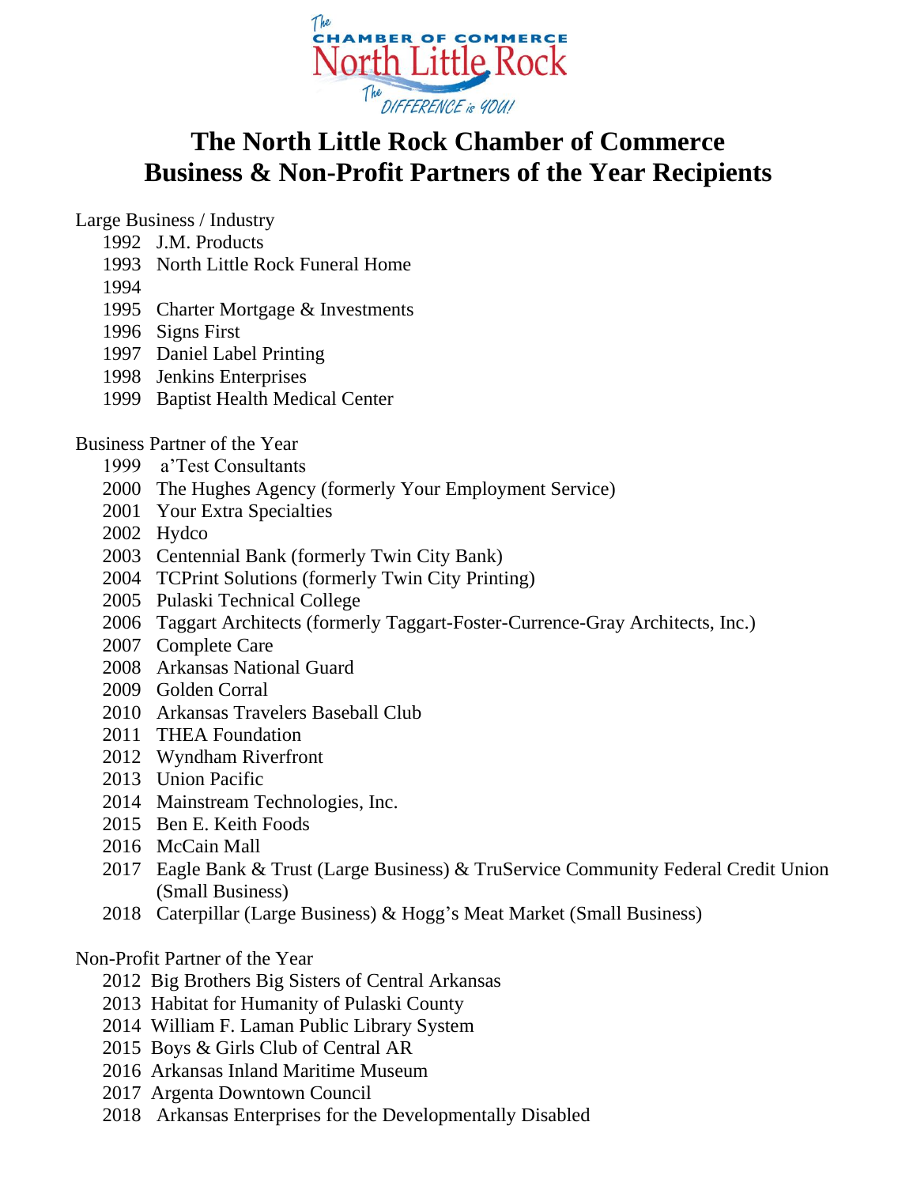# The North Little Rock Chamber of Commerce
# Business & Non-Profit Partners of the Year Recipients

Large Business / Industry

- 1992 J.M. Products
- 1993 North Little Rock Funeral Home
- 1994
- 1995 Charter Mortgage & Investments
- 1996 Signs First
- 1997 Daniel Label Printing
- 1998 Jenkins Enterprises
- 1999 Baptist Health Medical Center

Business Partner of the Year

- 1999 a'Test Consultants
- 2000 The Hughes Agency (formerly Your Employment Service)
- 2001 Your Extra Specialties
- 2002 Hydco
- 2003 Centennial Bank (formerly Twin City Bank)
- 2004 TCPrint Solutions (formerly Twin City Printing)
- 2005 Pulaski Technical College
- 2006 Taggart Architects (formerly Taggart-Foster-Currence-Gray Architects, Inc.)
- 2007 Complete Care
- 2008 Arkansas National Guard
- 2009 Golden Corral
- 2010 Arkansas Travelers Baseball Club
- 2011 THEA Foundation
- 2012 Wyndham Riverfront
- 2013 Union Pacific
- 2014 Mainstream Technologies, Inc.
- 2015 Ben E. Keith Foods
- 2016 McCain Mall
- 2017 Eagle Bank & Trust (Large Business) & TruService Community Federal Credit Union (Small Business)
- 2018 Caterpillar (Large Business) & Hogg's Meat Market (Small Business)

Non-Profit Partner of the Year

- 2012 Big Brothers Big Sisters of Central Arkansas
- 2013 Habitat for Humanity of Pulaski County
- 2014 William F. Laman Public Library System
- 2015 Boys & Girls Club of Central AR
- 2016 Arkansas Inland Maritime Museum
- 2017 Argenta Downtown Council
- 2018 Arkansas Enterprises for the Developmentally Disabled